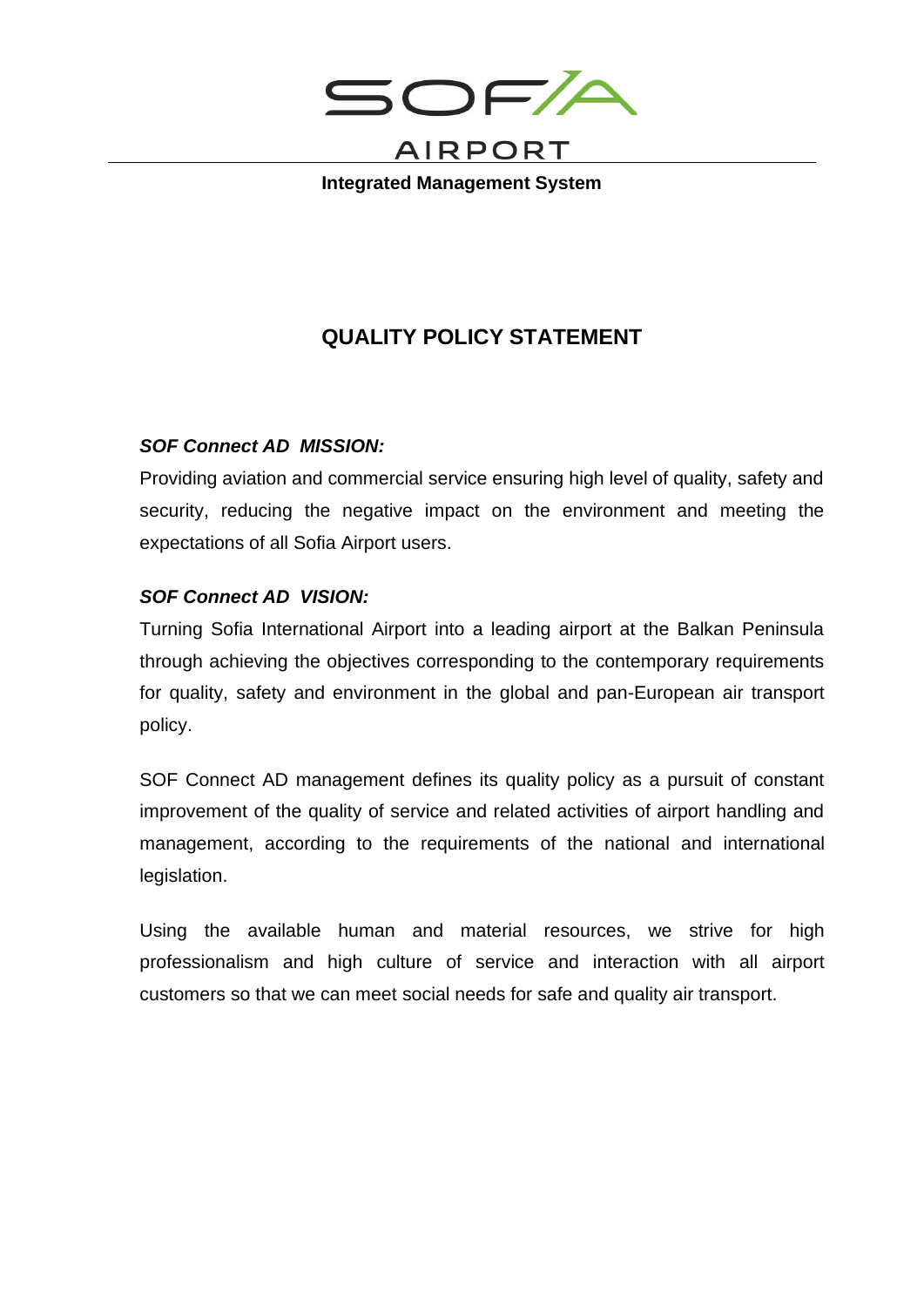# QUALITY POLICY STATEMENT

***SOF Connect AD  MISSION:***

Providing aviation and commercial service ensuring high level of quality, safety and security, reducing the negative impact on the environment and meeting the expectations of all Sofia Airport users.

***SOF Connect AD  VISION:***

Turning Sofia International Airport into a leading airport at the Balkan Peninsula through achieving the objectives corresponding to the contemporary requirements for quality, safety and environment in the global and pan-European air transport policy.

SOF Connect AD management defines its quality policy as a pursuit of constant improvement of the quality of service and related activities of airport handling and management, according to the requirements of the national and international legislation.

Using the available human and material resources, we strive for high professionalism and high culture of service and interaction with all airport customers so that we can meet social needs for safe and quality air transport.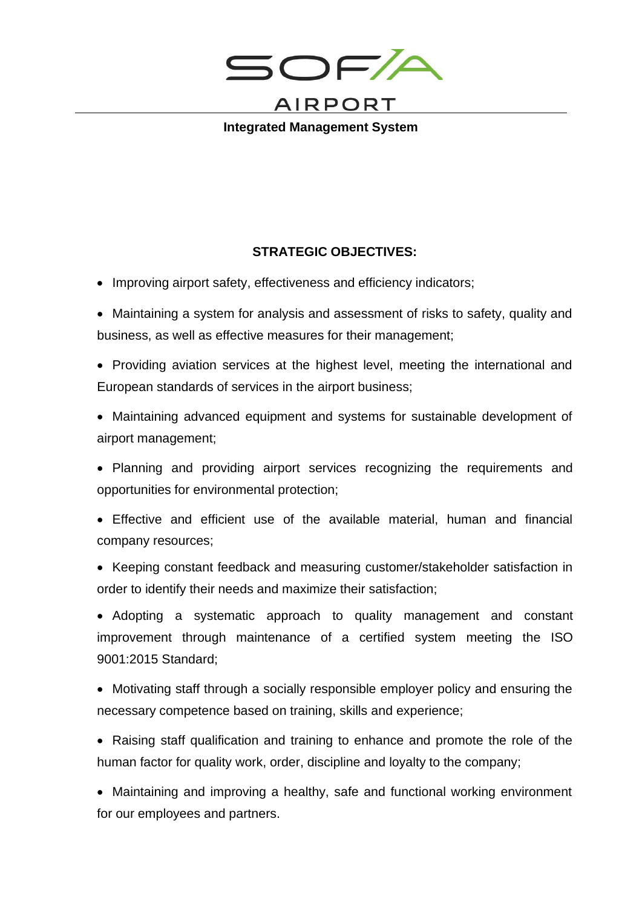## STRATEGIC OBJECTIVES:

- Improving airport safety, effectiveness and efficiency indicators;
- Maintaining a system for analysis and assessment of risks to safety, quality and business, as well as effective measures for their management;
- Providing aviation services at the highest level, meeting the international and European standards of services in the airport business;
- Maintaining advanced equipment and systems for sustainable development of airport management;
- Planning and providing airport services recognizing the requirements and opportunities for environmental protection;
- Effective and efficient use of the available material, human and financial company resources;
- Keeping constant feedback and measuring customer/stakeholder satisfaction in order to identify their needs and maximize their satisfaction;
- Adopting a systematic approach to quality management and constant improvement through maintenance of a certified system meeting the ISO 9001:2015 Standard;
- Motivating staff through a socially responsible employer policy and ensuring the necessary competence based on training, skills and experience;
- Raising staff qualification and training to enhance and promote the role of the human factor for quality work, order, discipline and loyalty to the company;
- Maintaining and improving a healthy, safe and functional working environment for our employees and partners.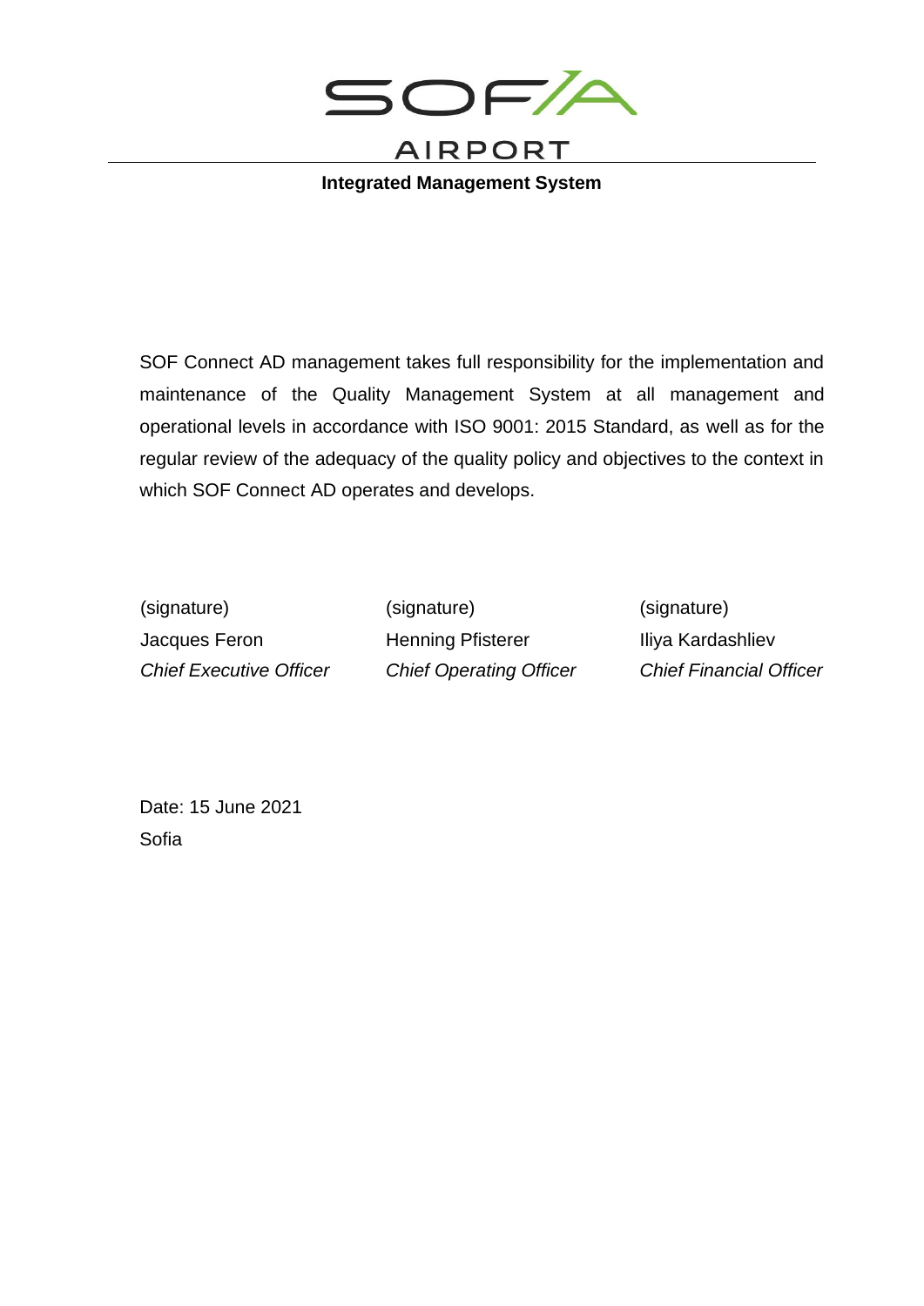SOFIA AIRPORT

**Integrated Management System**

SOF Connect AD management takes full responsibility for the implementation and maintenance of the Quality Management System at all management and operational levels in accordance with ISO 9001: 2015 Standard, as well as for the regular review of the adequacy of the quality policy and objectives to the context in which SOF Connect AD operates and develops.

| | | |
|---|---|---|
| (signature) | (signature) | (signature) |
| Jacques Feron | Henning Pfisterer | Iliya Kardashliev |
| *Chief Executive Officer* | *Chief Operating Officer* | *Chief Financial Officer* |

Date: 15 June 2021
Sofia